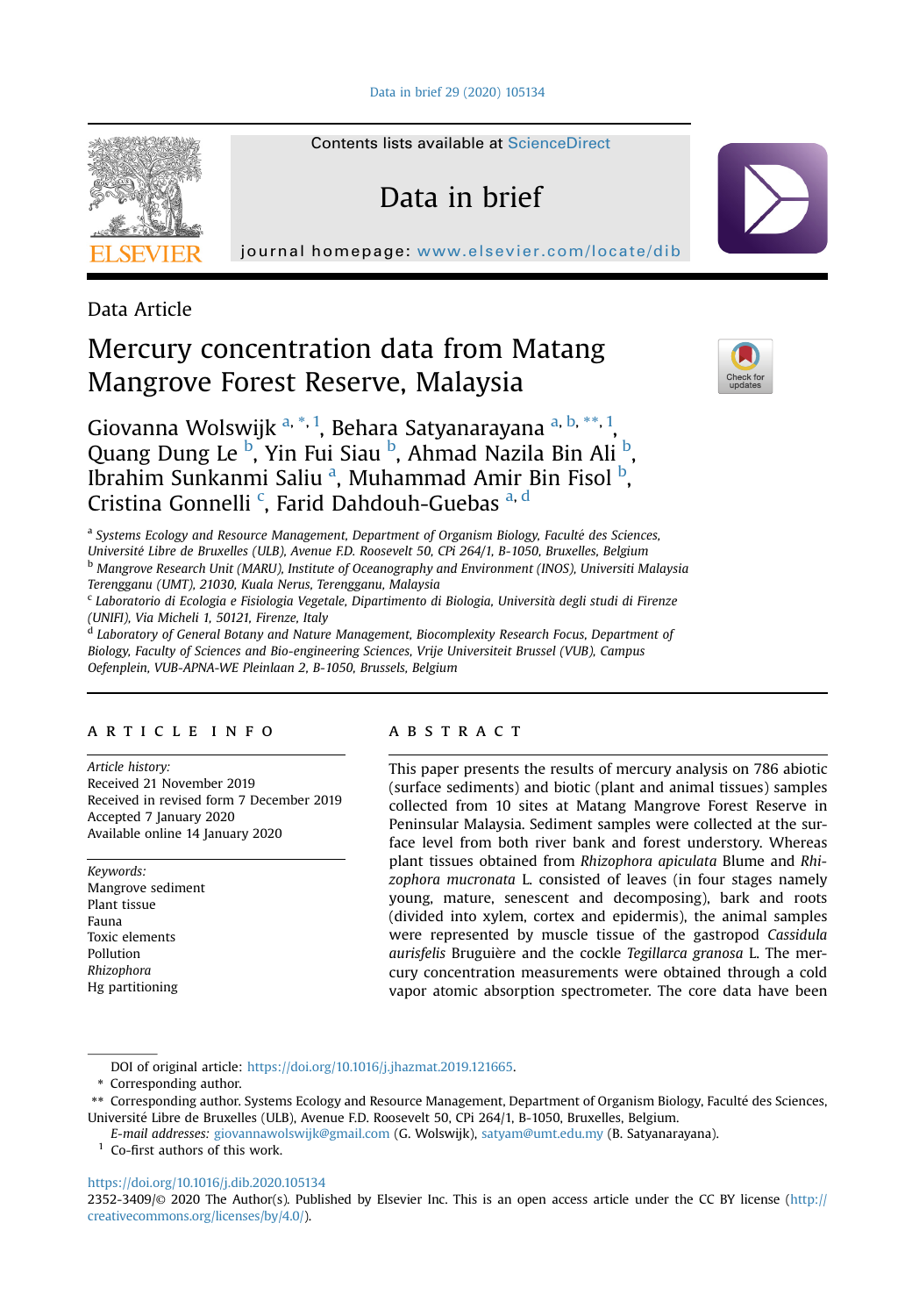Data Article

# Mercury concentration data from Matang Mangrove Forest Reserve, Malaysia

Giovanna Wolswijk [a, *, 1], Behara Satyanarayana [a, b, **, 1], Quang Dung Le [b], Yin Fui Siau [b], Ahmad Nazila Bin Ali [b], Ibrahim Sunkanmi Saliu [a], Muhammad Amir Bin Fisol [b], Cristina Gonnelli [c], Farid Dahdouh-Guebas [a, d]

[a] *Systems Ecology and Resource Management, Department of Organism Biology, Faculté des Sciences, Université Libre de Bruxelles (ULB), Avenue F.D. Roosevelt 50, CPi 264/1, B-1050, Bruxelles, Belgium*

[b] *Mangrove Research Unit (MARU), Institute of Oceanography and Environment (INOS), Universiti Malaysia Terengganu (UMT), 21030, Kuala Nerus, Terengganu, Malaysia*

[c] *Laboratorio di Ecologia e Fisiologia Vegetale, Dipartimento di Biologia, Università degli studi di Firenze (UNIFI), Via Micheli 1, 50121, Firenze, Italy*

[d] *Laboratory of General Botany and Nature Management, Biocomplexity Research Focus, Department of Biology, Faculty of Sciences and Bio-engineering Sciences, Vrije Universiteit Brussel (VUB), Campus Oefenplein, VUB-APNA-WE Pleinlaan 2, B-1050, Brussels, Belgium*

## ARTICLE INFO

*Article history:*
Received 21 November 2019
Received in revised form 7 December 2019
Accepted 7 January 2020
Available online 14 January 2020

*Keywords:*
Mangrove sediment
Plant tissue
Fauna
Toxic elements
Pollution
*Rhizophora*
Hg partitioning

## ABSTRACT

This paper presents the results of mercury analysis on 786 abiotic (surface sediments) and biotic (plant and animal tissues) samples collected from 10 sites at Matang Mangrove Forest Reserve in Peninsular Malaysia. Sediment samples were collected at the surface level from both river bank and forest understory. Whereas plant tissues obtained from *Rhizophora apiculata* Blume and *Rhizophora mucronata* L. consisted of leaves (in four stages namely young, mature, senescent and decomposing), bark and roots (divided into xylem, cortex and epidermis), the animal samples were represented by muscle tissue of the gastropod *Cassidula aurisfelis* Bruguière and the cockle *Tegillarca granosa* L. The mercury concentration measurements were obtained through a cold vapor atomic absorption spectrometer. The core data have been

---

DOI of original article: https://doi.org/10.1016/j.jhazmat.2019.121665.

\* Corresponding author.

\*\* Corresponding author. Systems Ecology and Resource Management, Department of Organism Biology, Faculté des Sciences, Université Libre de Bruxelles (ULB), Avenue F.D. Roosevelt 50, CPi 264/1, B-1050, Bruxelles, Belgium.

*E-mail addresses:* giovannawolswijk@gmail.com (G. Wolswijk), satyam@umt.edu.my (B. Satyanarayana).

[1] Co-first authors of this work.

https://doi.org/10.1016/j.dib.2020.105134

2352-3409/© 2020 The Author(s). Published by Elsevier Inc. This is an open access article under the CC BY license (http://creativecommons.org/licenses/by/4.0/).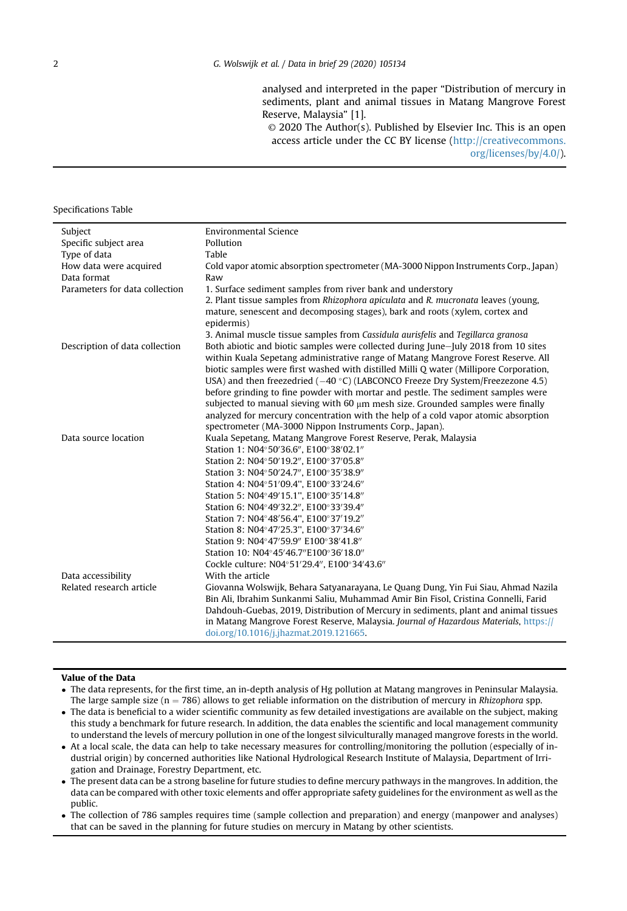analysed and interpreted in the paper "Distribution of mercury in sediments, plant and animal tissues in Matang Mangrove Forest Reserve, Malaysia" [1].

© 2020 The Author(s). Published by Elsevier Inc. This is an open access article under the CC BY license (http://creativecommons.org/licenses/by/4.0/).

Specifications Table

| | |
|---|---|
| Subject | Environmental Science |
| Specific subject area | Pollution |
| Type of data | Table |
| How data were acquired | Cold vapor atomic absorption spectrometer (MA-3000 Nippon Instruments Corp., Japan) |
| Data format | Raw |
| Parameters for data collection | 1. Surface sediment samples from river bank and understory<br>2. Plant tissue samples from *Rhizophora apiculata* and *R. mucronata* leaves (young, mature, senescent and decomposing stages), bark and roots (xylem, cortex and epidermis)<br>3. Animal muscle tissue samples from *Cassidula aurisfelis* and *Tegillarca granosa* |
| Description of data collection | Both abiotic and biotic samples were collected during June–July 2018 from 10 sites within Kuala Sepetang administrative range of Matang Mangrove Forest Reserve. All biotic samples were first washed with distilled Milli Q water (Millipore Corporation, USA) and then freezedried (−40 °C) (LABCONCO Freeze Dry System/Freezezone 4.5) before grinding to fine powder with mortar and pestle. The sediment samples were subjected to manual sieving with 60 μm mesh size. Grounded samples were finally analyzed for mercury concentration with the help of a cold vapor atomic absorption spectrometer (MA-3000 Nippon Instruments Corp., Japan). |
| Data source location | Kuala Sepetang, Matang Mangrove Forest Reserve, Perak, Malaysia<br>Station 1: N04°50′36.6″, E100°38′02.1″<br>Station 2: N04°50′19.2″, E100°37′05.8″<br>Station 3: N04°50′24.7″, E100°35′38.9″<br>Station 4: N04°51′09.4″, E100°33′24.6″<br>Station 5: N04°49′15.1″, E100°35′14.8″<br>Station 6: N04°49′32.2″, E100°33′39.4″<br>Station 7: N04°48′56.4″, E100°37′19.2″<br>Station 8: N04°47′25.3″, E100°37′34.6″<br>Station 9: N04°47′59.9″ E100°38′41.8″<br>Station 10: N04°45′46.7″E100°36′18.0″<br>Cockle culture: N04°51′29.4″, E100°34′43.6″ |
| Data accessibility | With the article |
| Related research article | Giovanna Wolswijk, Behara Satyanarayana, Le Quang Dung, Yin Fui Siau, Ahmad Nazila Bin Ali, Ibrahim Sunkanmi Saliu, Muhammad Amir Bin Fisol, Cristina Gonnelli, Farid Dahdouh-Guebas, 2019, Distribution of Mercury in sediments, plant and animal tissues in Matang Mangrove Forest Reserve, Malaysia. *Journal of Hazardous Materials*, https://doi.org/10.1016/j.jhazmat.2019.121665. |

**Value of the Data**

- The data represents, for the first time, an in-depth analysis of Hg pollution at Matang mangroves in Peninsular Malaysia. The large sample size ($n = 786$) allows to get reliable information on the distribution of mercury in *Rhizophora* spp.
- The data is beneficial to a wider scientific community as few detailed investigations are available on the subject, making this study a benchmark for future research. In addition, the data enables the scientific and local management community to understand the levels of mercury pollution in one of the longest silviculturally managed mangrove forests in the world.
- At a local scale, the data can help to take necessary measures for controlling/monitoring the pollution (especially of industrial origin) by concerned authorities like National Hydrological Research Institute of Malaysia, Department of Irrigation and Drainage, Forestry Department, etc.
- The present data can be a strong baseline for future studies to define mercury pathways in the mangroves. In addition, the data can be compared with other toxic elements and offer appropriate safety guidelines for the environment as well as the public.
- The collection of 786 samples requires time (sample collection and preparation) and energy (manpower and analyses) that can be saved in the planning for future studies on mercury in Matang by other scientists.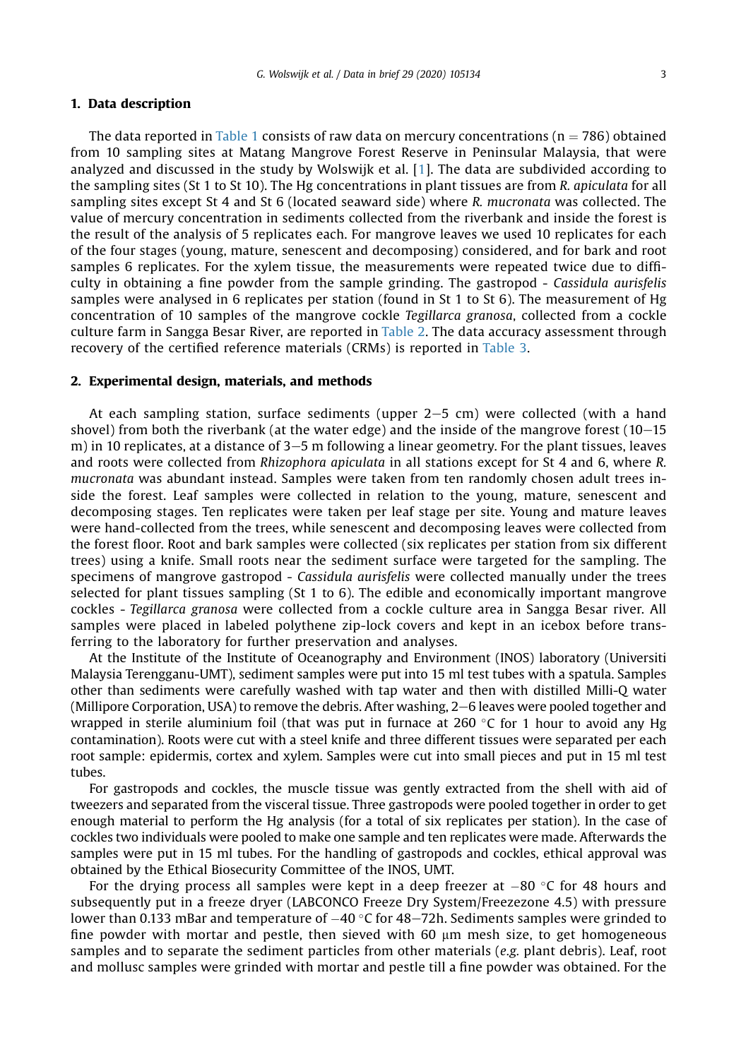## 1. Data description

The data reported in Table 1 consists of raw data on mercury concentrations ($n = 786$) obtained from 10 sampling sites at Matang Mangrove Forest Reserve in Peninsular Malaysia, that were analyzed and discussed in the study by Wolswijk et al. [1]. The data are subdivided according to the sampling sites (St 1 to St 10). The Hg concentrations in plant tissues are from *R. apiculata* for all sampling sites except St 4 and St 6 (located seaward side) where *R. mucronata* was collected. The value of mercury concentration in sediments collected from the riverbank and inside the forest is the result of the analysis of 5 replicates each. For mangrove leaves we used 10 replicates for each of the four stages (young, mature, senescent and decomposing) considered, and for bark and root samples 6 replicates. For the xylem tissue, the measurements were repeated twice due to difficulty in obtaining a fine powder from the sample grinding. The gastropod - *Cassidula aurisfelis* samples were analysed in 6 replicates per station (found in St 1 to St 6). The measurement of Hg concentration of 10 samples of the mangrove cockle *Tegillarca granosa*, collected from a cockle culture farm in Sangga Besar River, are reported in Table 2. The data accuracy assessment through recovery of the certified reference materials (CRMs) is reported in Table 3.

## 2. Experimental design, materials, and methods

At each sampling station, surface sediments (upper 2–5 cm) were collected (with a hand shovel) from both the riverbank (at the water edge) and the inside of the mangrove forest (10–15 m) in 10 replicates, at a distance of 3–5 m following a linear geometry. For the plant tissues, leaves and roots were collected from *Rhizophora apiculata* in all stations except for St 4 and 6, where *R. mucronata* was abundant instead. Samples were taken from ten randomly chosen adult trees inside the forest. Leaf samples were collected in relation to the young, mature, senescent and decomposing stages. Ten replicates were taken per leaf stage per site. Young and mature leaves were hand-collected from the trees, while senescent and decomposing leaves were collected from the forest floor. Root and bark samples were collected (six replicates per station from six different trees) using a knife. Small roots near the sediment surface were targeted for the sampling. The specimens of mangrove gastropod - *Cassidula aurisfelis* were collected manually under the trees selected for plant tissues sampling (St 1 to 6). The edible and economically important mangrove cockles - *Tegillarca granosa* were collected from a cockle culture area in Sangga Besar river. All samples were placed in labeled polythene zip-lock covers and kept in an icebox before transferring to the laboratory for further preservation and analyses.

At the Institute of Oceanography and Environment (INOS) laboratory (Universiti Malaysia Terengganu-UMT), sediment samples were put into 15 ml test tubes with a spatula. Samples other than sediments were carefully washed with tap water and then with distilled Milli-Q water (Millipore Corporation, USA) to remove the debris. After washing, 2–6 leaves were pooled together and wrapped in sterile aluminium foil (that was put in furnace at 260 °C for 1 hour to avoid any Hg contamination). Roots were cut with a steel knife and three different tissues were separated per each root sample: epidermis, cortex and xylem. Samples were cut into small pieces and put in 15 ml test tubes.

For gastropods and cockles, the muscle tissue was gently extracted from the shell with aid of tweezers and separated from the visceral tissue. Three gastropods were pooled together in order to get enough material to perform the Hg analysis (for a total of six replicates per station). In the case of cockles two individuals were pooled to make one sample and ten replicates were made. Afterwards the samples were put in 15 ml tubes. For the handling of gastropods and cockles, ethical approval was obtained by the Ethical Biosecurity Committee of the INOS, UMT.

For the drying process all samples were kept in a deep freezer at −80 °C for 48 hours and subsequently put in a freeze dryer (LABCONCO Freeze Dry System/Freezezone 4.5) with pressure lower than 0.133 mBar and temperature of −40 °C for 48–72h. Sediments samples were grinded to fine powder with mortar and pestle, then sieved with 60 μm mesh size, to get homogeneous samples and to separate the sediment particles from other materials (*e.g.* plant debris). Leaf, root and mollusc samples were grinded with mortar and pestle till a fine powder was obtained. For the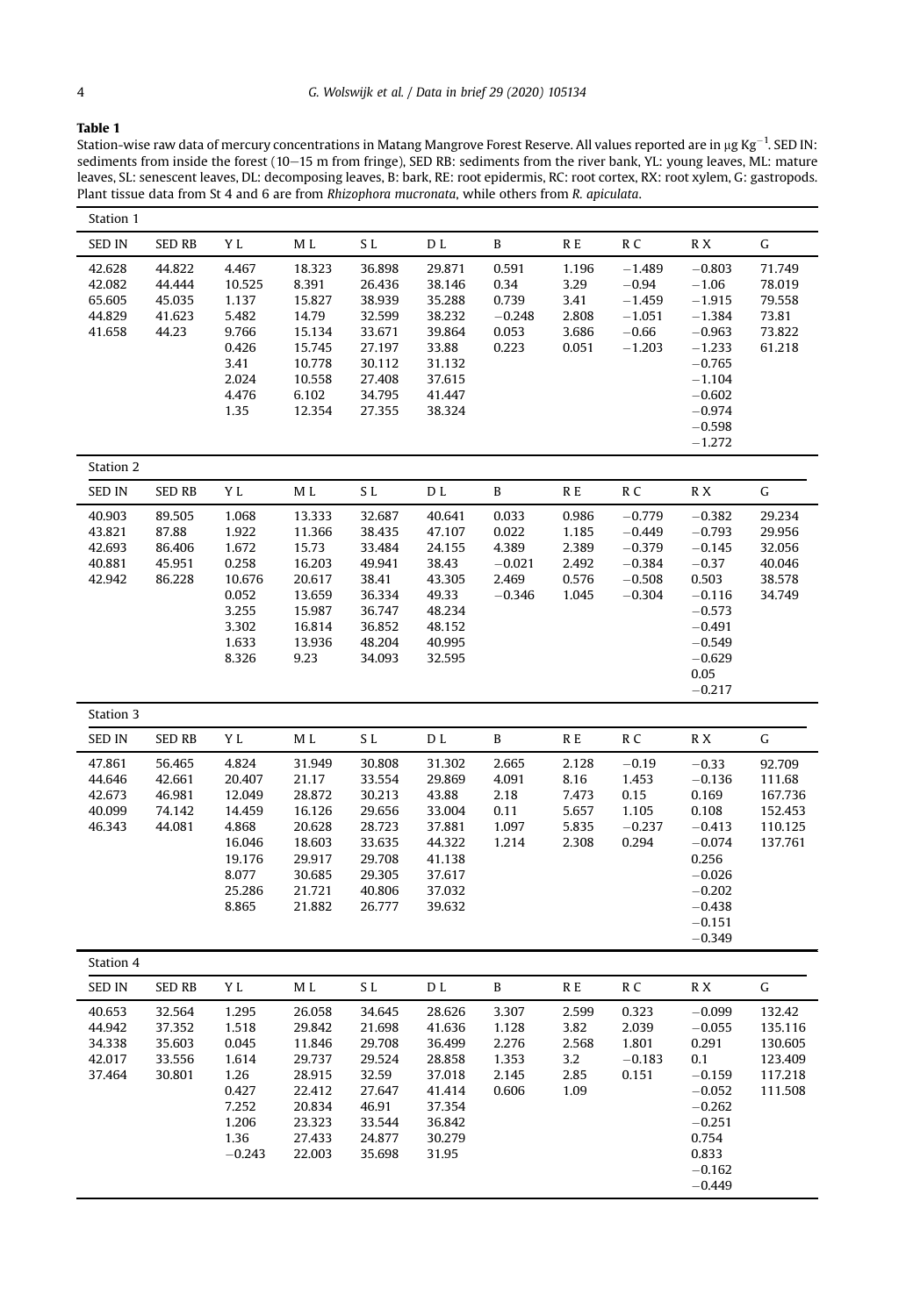**Table 1**

Station-wise raw data of mercury concentrations in Matang Mangrove Forest Reserve. All values reported are in μg Kg$^{-1}$. SED IN: sediments from inside the forest (10–15 m from fringe), SED RB: sediments from the river bank, YL: young leaves, ML: mature leaves, SL: senescent leaves, DL: decomposing leaves, B: bark, RE: root epidermis, RC: root cortex, RX: root xylem, G: gastropods. Plant tissue data from St 4 and 6 are from *Rhizophora mucronata*, while others from *R. apiculata*.

**Station 1**

| SED IN | SED RB | Y L | M L | S L | D L | B | R E | R C | R X | G |
|---|---|---|---|---|---|---|---|---|---|---|
| 42.628 | 44.822 | 4.467 | 18.323 | 36.898 | 29.871 | 0.591 | 1.196 | −1.489 | −0.803 | 71.749 |
| 42.082 | 44.444 | 10.525 | 8.391 | 26.436 | 38.146 | 0.34 | 3.29 | −0.94 | −1.06 | 78.019 |
| 65.605 | 45.035 | 1.137 | 15.827 | 38.939 | 35.288 | 0.739 | 3.41 | −1.459 | −1.915 | 79.558 |
| 44.829 | 41.623 | 5.482 | 14.79 | 32.599 | 38.232 | −0.248 | 2.808 | −1.051 | −1.384 | 73.81 |
| 41.658 | 44.23 | 9.766 | 15.134 | 33.671 | 39.864 | 0.053 | 3.686 | −0.66 | −0.963 | 73.822 |
| | | 0.426 | 15.745 | 27.197 | 33.88 | 0.223 | 0.051 | −1.203 | −1.233 | 61.218 |
| | | 3.41 | 10.778 | 30.112 | 31.132 | | | | −0.765 | |
| | | 2.024 | 10.558 | 27.408 | 37.615 | | | | −1.104 | |
| | | 4.476 | 6.102 | 34.795 | 41.447 | | | | −0.602 | |
| | | 1.35 | 12.354 | 27.355 | 38.324 | | | | −0.974 | |
| | | | | | | | | | −0.598 | |
| | | | | | | | | | −1.272 | |

**Station 2**

| SED IN | SED RB | Y L | M L | S L | D L | B | R E | R C | R X | G |
|---|---|---|---|---|---|---|---|---|---|---|
| 40.903 | 89.505 | 1.068 | 13.333 | 32.687 | 40.641 | 0.033 | 0.986 | −0.779 | −0.382 | 29.234 |
| 43.821 | 87.88 | 1.922 | 11.366 | 38.435 | 47.107 | 0.022 | 1.185 | −0.449 | −0.793 | 29.956 |
| 42.693 | 86.406 | 1.672 | 15.73 | 33.484 | 24.155 | 0.739 | 2.389 | −0.379 | −0.145 | 32.056 |
| 40.881 | 45.951 | 0.258 | 16.203 | 49.941 | 38.43 | −0.021 | 2.492 | −0.384 | −0.37 | 40.046 |
| 42.942 | 86.228 | 10.676 | 20.617 | 38.41 | 43.305 | 2.469 | 0.576 | −0.508 | 0.503 | 38.578 |
| | | 0.052 | 13.659 | 36.334 | 49.33 | −0.346 | 1.045 | −0.304 | −0.116 | 34.749 |
| | | 3.255 | 15.987 | 36.747 | 48.234 | | | | −0.573 | |
| | | 3.302 | 16.814 | 36.852 | 48.152 | | | | −0.491 | |
| | | 1.633 | 13.936 | 48.204 | 40.995 | | | | −0.549 | |
| | | 8.326 | 9.23 | 34.093 | 32.595 | | | | −0.629 | |
| | | | | | | | | | 0.05 | |
| | | | | | | | | | −0.217 | |

**Station 3**

| SED IN | SED RB | Y L | M L | S L | D L | B | R E | R C | R X | G |
|---|---|---|---|---|---|---|---|---|---|---|
| 47.861 | 56.465 | 4.824 | 31.949 | 30.808 | 31.302 | 2.665 | 2.128 | −0.19 | −0.33 | 92.709 |
| 44.646 | 42.661 | 20.407 | 21.17 | 33.554 | 29.869 | 4.091 | 8.16 | 1.453 | −0.136 | 111.68 |
| 42.673 | 46.981 | 12.049 | 28.872 | 30.213 | 43.88 | 2.18 | 7.473 | 0.15 | 0.169 | 167.736 |
| 40.099 | 74.142 | 14.459 | 16.126 | 29.656 | 33.004 | 0.11 | 5.657 | 1.105 | 0.108 | 152.453 |
| 46.343 | 44.081 | 4.868 | 20.628 | 28.723 | 37.881 | 1.097 | 5.835 | −0.237 | −0.413 | 110.125 |
| | | 16.046 | 18.603 | 33.635 | 44.322 | 1.214 | 2.308 | 0.294 | −0.074 | 137.761 |
| | | 19.176 | 29.917 | 29.708 | 41.138 | | | | 0.256 | |
| | | 8.077 | 30.685 | 29.305 | 37.617 | | | | −0.026 | |
| | | 25.286 | 21.721 | 40.806 | 37.032 | | | | −0.202 | |
| | | 8.865 | 21.882 | 26.777 | 39.632 | | | | −0.438 | |
| | | | | | | | | | −0.151 | |
| | | | | | | | | | −0.349 | |

**Station 4**

| SED IN | SED RB | Y L | M L | S L | D L | B | R E | R C | R X | G |
|---|---|---|---|---|---|---|---|---|---|---|
| 40.653 | 32.564 | 1.295 | 26.058 | 34.645 | 28.626 | 3.307 | 2.599 | 0.323 | −0.099 | 132.42 |
| 44.942 | 37.352 | 1.518 | 29.842 | 21.698 | 41.636 | 1.128 | 3.82 | 2.039 | −0.055 | 135.116 |
| 34.338 | 35.603 | 0.045 | 11.846 | 29.708 | 36.499 | 2.276 | 2.568 | 1.801 | 0.291 | 130.605 |
| 42.017 | 33.556 | 1.614 | 29.737 | 29.524 | 28.858 | 1.353 | 3.2 | −0.183 | 0.1 | 123.409 |
| 37.464 | 30.801 | 1.26 | 28.915 | 32.59 | 37.018 | 2.145 | 2.85 | 0.151 | −0.159 | 117.218 |
| | | 0.427 | 22.412 | 27.647 | 41.414 | 0.606 | 1.09 | | −0.052 | 111.508 |
| | | 7.252 | 20.834 | 46.91 | 37.354 | | | | −0.262 | |
| | | 1.206 | 23.323 | 33.544 | 36.842 | | | | −0.251 | |
| | | 1.36 | 27.433 | 24.877 | 30.279 | | | | 0.754 | |
| | | −0.243 | 22.003 | 35.698 | 31.95 | | | | 0.833 | |
| | | | | | | | | | −0.162 | |
| | | | | | | | | | −0.449 | |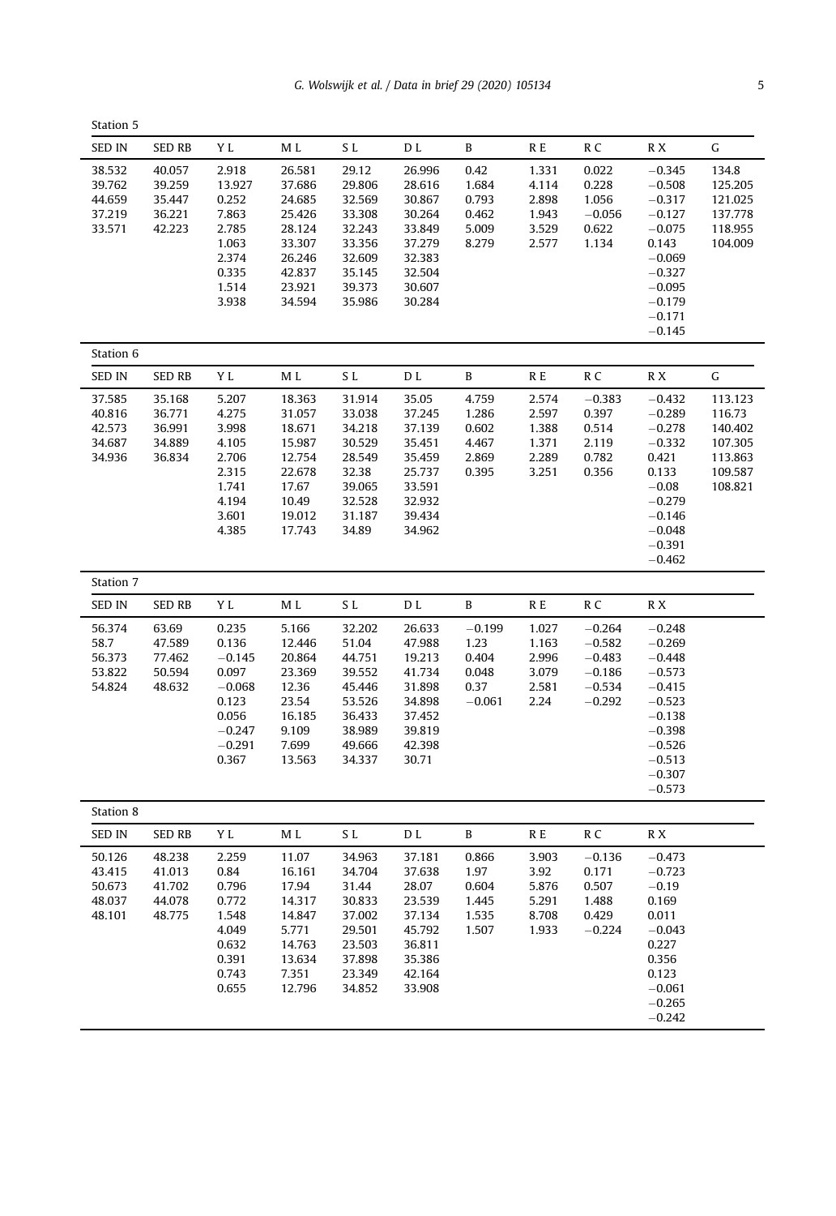Station 5

| SED IN | SED RB | Y L | M L | S L | D L | B | R E | R C | R X | G |
|---|---|---|---|---|---|---|---|---|---|---|
| 38.532 | 40.057 | 2.918 | 26.581 | 29.12 | 26.996 | 0.42 | 1.331 | 0.022 | −0.345 | 134.8 |
| 39.762 | 39.259 | 13.927 | 37.686 | 29.806 | 28.616 | 1.684 | 4.114 | 0.228 | −0.508 | 125.205 |
| 44.659 | 35.447 | 0.252 | 24.685 | 32.569 | 30.867 | 0.793 | 2.898 | 1.056 | −0.317 | 121.025 |
| 37.219 | 36.221 | 7.863 | 25.426 | 33.308 | 30.264 | 0.462 | 1.943 | −0.056 | −0.127 | 137.778 |
| 33.571 | 42.223 | 2.785 | 28.124 | 32.243 | 33.849 | 5.009 | 3.529 | 0.622 | −0.075 | 118.955 |
| | | 1.063 | 33.307 | 33.356 | 37.279 | 8.279 | 2.577 | 1.134 | 0.143 | 104.009 |
| | | 2.374 | 26.246 | 32.609 | 32.383 | | | | −0.069 | |
| | | 0.335 | 42.837 | 35.145 | 32.504 | | | | −0.327 | |
| | | 1.514 | 23.921 | 39.373 | 30.607 | | | | −0.095 | |
| | | 3.938 | 34.594 | 35.986 | 30.284 | | | | −0.179 | |
| | | | | | | | | | −0.171 | |
| | | | | | | | | | −0.145 | |

Station 6

| SED IN | SED RB | Y L | M L | S L | D L | B | R E | R C | R X | G |
|---|---|---|---|---|---|---|---|---|---|---|
| 37.585 | 35.168 | 5.207 | 18.363 | 31.914 | 35.05 | 4.759 | 2.574 | −0.383 | −0.432 | 113.123 |
| 40.816 | 36.771 | 4.275 | 31.057 | 33.038 | 37.245 | 1.286 | 2.597 | 0.397 | −0.289 | 116.73 |
| 42.573 | 36.991 | 3.998 | 18.671 | 34.218 | 37.139 | 0.602 | 1.388 | 0.514 | −0.278 | 140.402 |
| 34.687 | 34.889 | 4.105 | 15.987 | 30.529 | 35.451 | 4.467 | 1.371 | 2.119 | −0.332 | 107.305 |
| 34.936 | 36.834 | 2.706 | 12.754 | 28.549 | 35.459 | 2.869 | 2.289 | 0.782 | 0.421 | 113.863 |
| | | 2.315 | 22.678 | 32.38 | 25.737 | 0.395 | 3.251 | 0.356 | 0.133 | 109.587 |
| | | 1.741 | 17.67 | 39.065 | 33.591 | | | | −0.08 | 108.821 |
| | | 4.194 | 10.49 | 32.528 | 32.932 | | | | −0.279 | |
| | | 3.601 | 19.012 | 31.187 | 39.434 | | | | −0.146 | |
| | | 4.385 | 17.743 | 34.89 | 34.962 | | | | −0.048 | |
| | | | | | | | | | −0.391 | |
| | | | | | | | | | −0.462 | |

Station 7

| SED IN | SED RB | Y L | M L | S L | D L | B | R E | R C | R X |
|---|---|---|---|---|---|---|---|---|---|
| 56.374 | 63.69 | 0.235 | 5.166 | 32.202 | 26.633 | −0.199 | 1.027 | −0.264 | −0.248 |
| 58.7 | 47.589 | 0.136 | 12.446 | 51.04 | 47.988 | 1.23 | 1.163 | −0.582 | −0.269 |
| 56.373 | 77.462 | −0.145 | 20.864 | 44.751 | 19.213 | 0.404 | 2.996 | −0.483 | −0.448 |
| 53.822 | 50.594 | 0.097 | 23.369 | 39.552 | 41.734 | 0.048 | 3.079 | −0.186 | −0.573 |
| 54.824 | 48.632 | −0.068 | 12.36 | 45.446 | 31.898 | 0.37 | 2.581 | −0.534 | −0.415 |
| | | 0.123 | 23.54 | 53.526 | 34.898 | −0.061 | 2.24 | −0.292 | −0.523 |
| | | 0.056 | 16.185 | 36.433 | 37.452 | | | | −0.138 |
| | | −0.247 | 9.109 | 38.989 | 39.819 | | | | −0.398 |
| | | −0.291 | 7.699 | 49.666 | 42.398 | | | | −0.526 |
| | | 0.367 | 13.563 | 34.337 | 30.71 | | | | −0.513 |
| | | | | | | | | | −0.307 |
| | | | | | | | | | −0.573 |

Station 8

| SED IN | SED RB | Y L | M L | S L | D L | B | R E | R C | R X |
|---|---|---|---|---|---|---|---|---|---|
| 50.126 | 48.238 | 2.259 | 11.07 | 34.963 | 37.181 | 0.866 | 3.903 | −0.136 | −0.473 |
| 43.415 | 41.013 | 0.84 | 16.161 | 34.704 | 37.638 | 1.97 | 3.92 | 0.171 | −0.723 |
| 50.673 | 41.702 | 0.796 | 17.94 | 31.44 | 28.07 | 0.604 | 5.876 | 0.507 | −0.19 |
| 48.037 | 44.078 | 0.772 | 14.317 | 30.833 | 23.539 | 1.445 | 5.291 | 1.488 | 0.169 |
| 48.101 | 48.775 | 1.548 | 14.847 | 37.002 | 37.134 | 1.535 | 8.708 | 0.429 | 0.011 |
| | | 4.049 | 5.771 | 29.501 | 45.792 | 1.507 | 1.933 | −0.224 | −0.043 |
| | | 0.632 | 14.763 | 23.503 | 36.811 | | | | 0.227 |
| | | 0.391 | 13.634 | 37.898 | 35.386 | | | | 0.356 |
| | | 0.743 | 7.351 | 23.349 | 42.164 | | | | 0.123 |
| | | 0.655 | 12.796 | 34.852 | 33.908 | | | | −0.061 |
| | | | | | | | | | −0.265 |
| | | | | | | | | | −0.242 |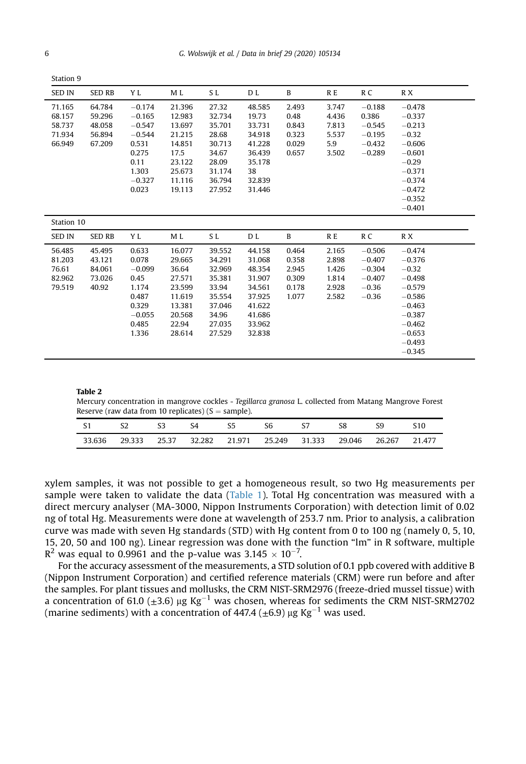Station 9

| SED IN | SED RB | Y L | M L | S L | D L | B | R E | R C | R X |
|---|---|---|---|---|---|---|---|---|---|
| 71.165 | 64.784 | −0.174 | 21.396 | 27.32 | 48.585 | 2.493 | 3.747 | −0.188 | −0.478 |
| 68.157 | 59.296 | −0.165 | 12.983 | 32.734 | 19.73 | 0.48 | 4.436 | 0.386 | −0.337 |
| 58.737 | 48.058 | −0.547 | 13.697 | 35.701 | 33.731 | 0.843 | 7.813 | −0.545 | −0.213 |
| 71.934 | 56.894 | −0.544 | 21.215 | 28.68 | 34.918 | 0.323 | 5.537 | −0.195 | −0.32 |
| 66.949 | 67.209 | 0.531 | 14.851 | 30.713 | 41.228 | 0.029 | 5.9 | −0.432 | −0.606 |
| | | 0.275 | 17.5 | 34.67 | 36.439 | 0.657 | 3.502 | −0.289 | −0.601 |
| | | 0.11 | 23.122 | 28.09 | 35.178 | | | | −0.29 |
| | | 1.303 | 25.673 | 31.174 | 38 | | | | −0.371 |
| | | −0.327 | 11.116 | 36.794 | 32.839 | | | | −0.374 |
| | | 0.023 | 19.113 | 27.952 | 31.446 | | | | −0.472 |
| | | | | | | | | | −0.352 |
| | | | | | | | | | −0.401 |

Station 10

| SED IN | SED RB | Y L | M L | S L | D L | B | R E | R C | R X |
|---|---|---|---|---|---|---|---|---|---|
| 56.485 | 45.495 | 0.633 | 16.077 | 39.552 | 44.158 | 0.464 | 2.165 | −0.506 | −0.474 |
| 81.203 | 43.121 | 0.078 | 29.665 | 34.291 | 31.068 | 0.358 | 2.898 | −0.407 | −0.376 |
| 76.61 | 84.061 | −0.099 | 36.64 | 32.969 | 48.354 | 2.945 | 1.426 | −0.304 | −0.32 |
| 82.962 | 73.026 | 0.45 | 27.571 | 35.381 | 31.907 | 0.309 | 1.814 | −0.407 | −0.498 |
| 79.519 | 40.92 | 1.174 | 23.599 | 33.94 | 34.561 | 0.178 | 2.928 | −0.36 | −0.579 |
| | | 0.487 | 11.619 | 35.554 | 37.925 | 1.077 | 2.582 | −0.36 | −0.586 |
| | | 0.329 | 13.381 | 37.046 | 41.622 | | | | −0.463 |
| | | −0.055 | 20.568 | 34.96 | 41.686 | | | | −0.387 |
| | | 0.485 | 22.94 | 27.035 | 33.962 | | | | −0.462 |
| | | 1.336 | 28.614 | 27.529 | 32.838 | | | | −0.653 |
| | | | | | | | | | −0.493 |
| | | | | | | | | | −0.345 |

**Table 2**
Mercury concentration in mangrove cockles - *Tegillarca granosa* L. collected from Matang Mangrove Forest Reserve (raw data from 10 replicates) (S = sample).

| S1 | S2 | S3 | S4 | S5 | S6 | S7 | S8 | S9 | S10 |
|---|---|---|---|---|---|---|---|---|---|
| 33.636 | 29.333 | 25.37 | 32.282 | 21.971 | 25.249 | 31.333 | 29.046 | 26.267 | 21.477 |

xylem samples, it was not possible to get a homogeneous result, so two Hg measurements per sample were taken to validate the data (Table 1). Total Hg concentration was measured with a direct mercury analyser (MA-3000, Nippon Instruments Corporation) with detection limit of 0.02 ng of total Hg. Measurements were done at wavelength of 253.7 nm. Prior to analysis, a calibration curve was made with seven Hg standards (STD) with Hg content from 0 to 100 ng (namely 0, 5, 10, 15, 20, 50 and 100 ng). Linear regression was done with the function "lm" in R software, multiple $R^2$ was equal to 0.9961 and the p-value was $3.145 \times 10^{-7}$.

For the accuracy assessment of the measurements, a STD solution of 0.1 ppb covered with additive B (Nippon Instrument Corporation) and certified reference materials (CRM) were run before and after the samples. For plant tissues and mollusks, the CRM NIST-SRM2976 (freeze-dried mussel tissue) with a concentration of 61.0 (±3.6) μg $Kg^{-1}$ was chosen, whereas for sediments the CRM NIST-SRM2702 (marine sediments) with a concentration of 447.4 (±6.9) μg $Kg^{-1}$ was used.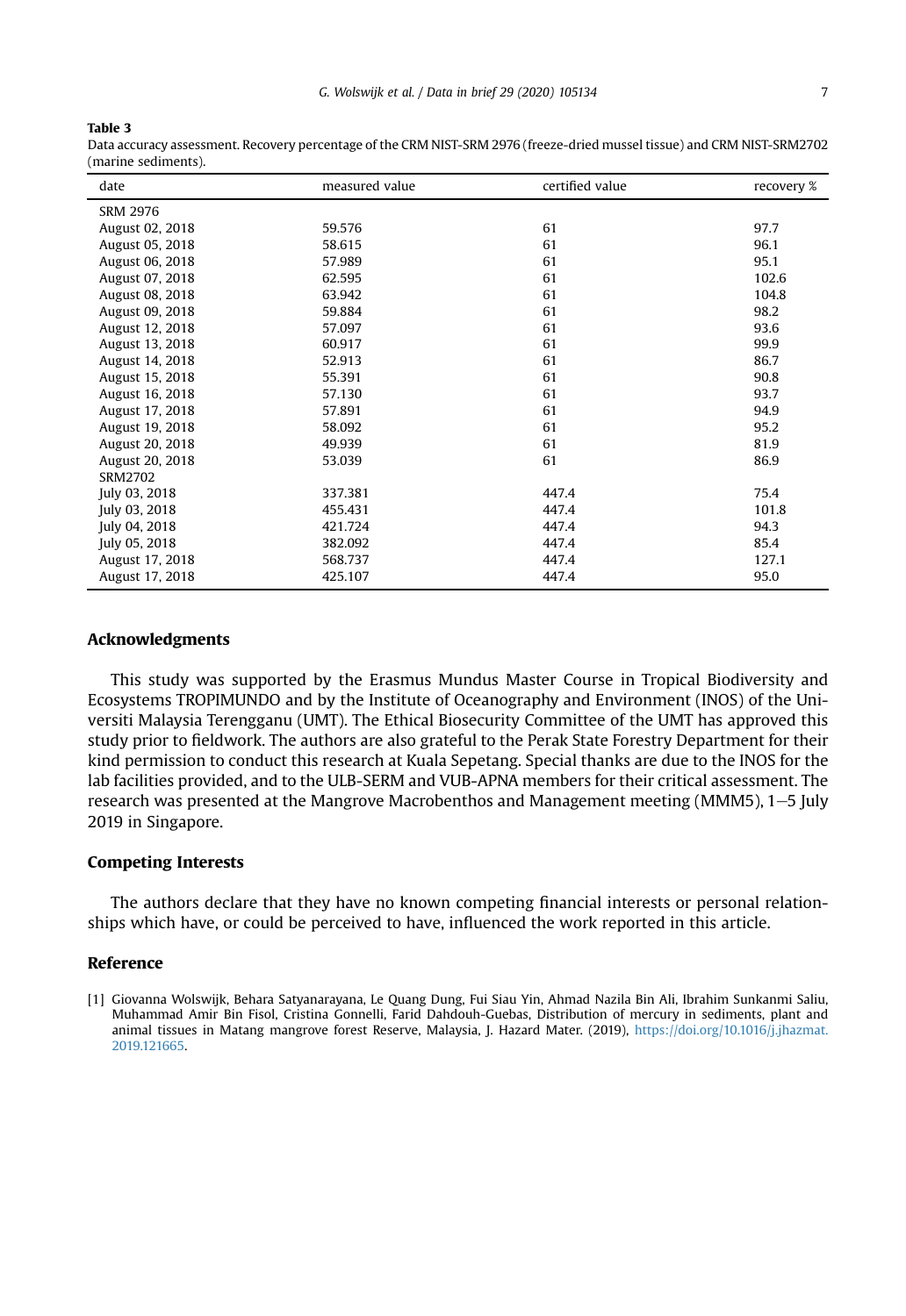**Table 3**
Data accuracy assessment. Recovery percentage of the CRM NIST-SRM 2976 (freeze-dried mussel tissue) and CRM NIST-SRM2702 (marine sediments).

| date | measured value | certified value | recovery % |
|---|---|---|---|
| SRM 2976 | | | |
| August 02, 2018 | 59.576 | 61 | 97.7 |
| August 05, 2018 | 58.615 | 61 | 96.1 |
| August 06, 2018 | 57.989 | 61 | 95.1 |
| August 07, 2018 | 62.595 | 61 | 102.6 |
| August 08, 2018 | 63.942 | 61 | 104.8 |
| August 09, 2018 | 59.884 | 61 | 98.2 |
| August 12, 2018 | 57.097 | 61 | 93.6 |
| August 13, 2018 | 60.917 | 61 | 99.9 |
| August 14, 2018 | 52.913 | 61 | 86.7 |
| August 15, 2018 | 55.391 | 61 | 90.8 |
| August 16, 2018 | 57.130 | 61 | 93.7 |
| August 17, 2018 | 57.891 | 61 | 94.9 |
| August 19, 2018 | 58.092 | 61 | 95.2 |
| August 20, 2018 | 49.939 | 61 | 81.9 |
| August 20, 2018 | 53.039 | 61 | 86.9 |
| SRM2702 | | | |
| July 03, 2018 | 337.381 | 447.4 | 75.4 |
| July 03, 2018 | 455.431 | 447.4 | 101.8 |
| July 04, 2018 | 421.724 | 447.4 | 94.3 |
| July 05, 2018 | 382.092 | 447.4 | 85.4 |
| August 17, 2018 | 568.737 | 447.4 | 127.1 |
| August 17, 2018 | 425.107 | 447.4 | 95.0 |

## Acknowledgments

This study was supported by the Erasmus Mundus Master Course in Tropical Biodiversity and Ecosystems TROPIMUNDO and by the Institute of Oceanography and Environment (INOS) of the Universiti Malaysia Terengganu (UMT). The Ethical Biosecurity Committee of the UMT has approved this study prior to fieldwork. The authors are also grateful to the Perak State Forestry Department for their kind permission to conduct this research at Kuala Sepetang. Special thanks are due to the INOS for the lab facilities provided, and to the ULB-SERM and VUB-APNA members for their critical assessment. The research was presented at the Mangrove Macrobenthos and Management meeting (MMM5), 1–5 July 2019 in Singapore.

## Competing Interests

The authors declare that they have no known competing financial interests or personal relationships which have, or could be perceived to have, influenced the work reported in this article.

## Reference

[1] Giovanna Wolswijk, Behara Satyanarayana, Le Quang Dung, Fui Siau Yin, Ahmad Nazila Bin Ali, Ibrahim Sunkanmi Saliu, Muhammad Amir Bin Fisol, Cristina Gonnelli, Farid Dahdouh-Guebas, Distribution of mercury in sediments, plant and animal tissues in Matang mangrove forest Reserve, Malaysia, J. Hazard Mater. (2019), https://doi.org/10.1016/j.jhazmat.2019.121665.